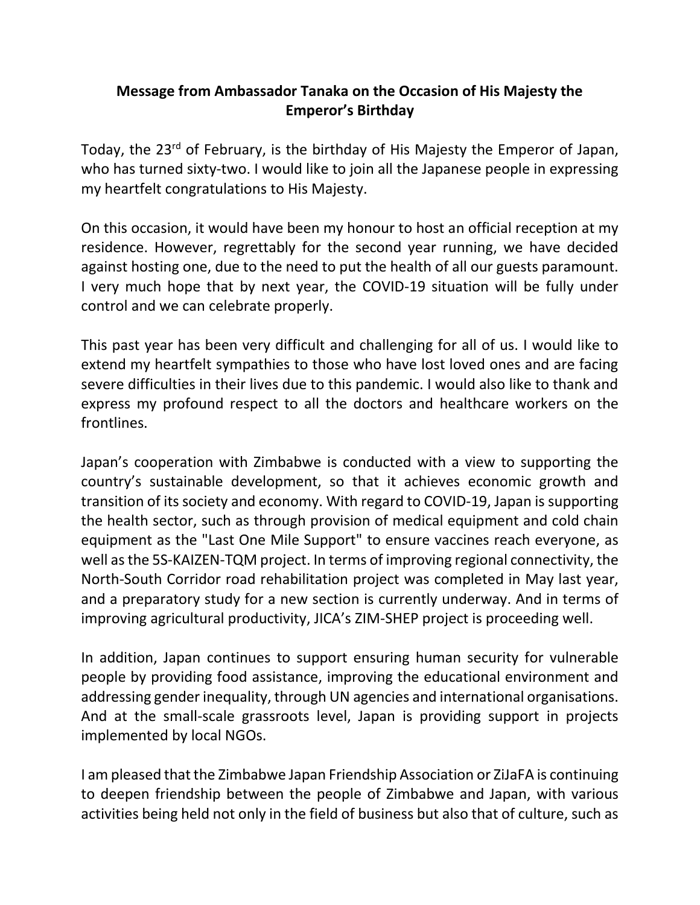**Message from Ambassador Tanaka on the Occasion of His Majesty the Emperor's Birthday**

Today, the 23rd of February, is the birthday of His Majesty the Emperor of Japan, who has turned sixty-two. I would like to join all the Japanese people in expressing my heartfelt congratulations to His Majesty.

On this occasion, it would have been my honour to host an official reception at my residence. However, regrettably for the second year running, we have decided against hosting one, due to the need to put the health of all our guests paramount. I very much hope that by next year, the COVID-19 situation will be fully under control and we can celebrate properly.

This past year has been very difficult and challenging for all of us. I would like to extend my heartfelt sympathies to those who have lost loved ones and are facing severe difficulties in their lives due to this pandemic. I would also like to thank and express my profound respect to all the doctors and healthcare workers on the frontlines.

Japan's cooperation with Zimbabwe is conducted with a view to supporting the country's sustainable development, so that it achieves economic growth and transition of its society and economy. With regard to COVID-19, Japan is supporting the health sector, such as through provision of medical equipment and cold chain equipment as the "Last One Mile Support" to ensure vaccines reach everyone, as well as the 5S-KAIZEN-TQM project. In terms of improving regional connectivity, the North-South Corridor road rehabilitation project was completed in May last year, and a preparatory study for a new section is currently underway. And in terms of improving agricultural productivity, JICA's ZIM-SHEP project is proceeding well.

In addition, Japan continues to support ensuring human security for vulnerable people by providing food assistance, improving the educational environment and addressing gender inequality, through UN agencies and international organisations. And at the small-scale grassroots level, Japan is providing support in projects implemented by local NGOs.

I am pleased that the Zimbabwe Japan Friendship Association or ZiJaFA is continuing to deepen friendship between the people of Zimbabwe and Japan, with various activities being held not only in the field of business but also that of culture, such as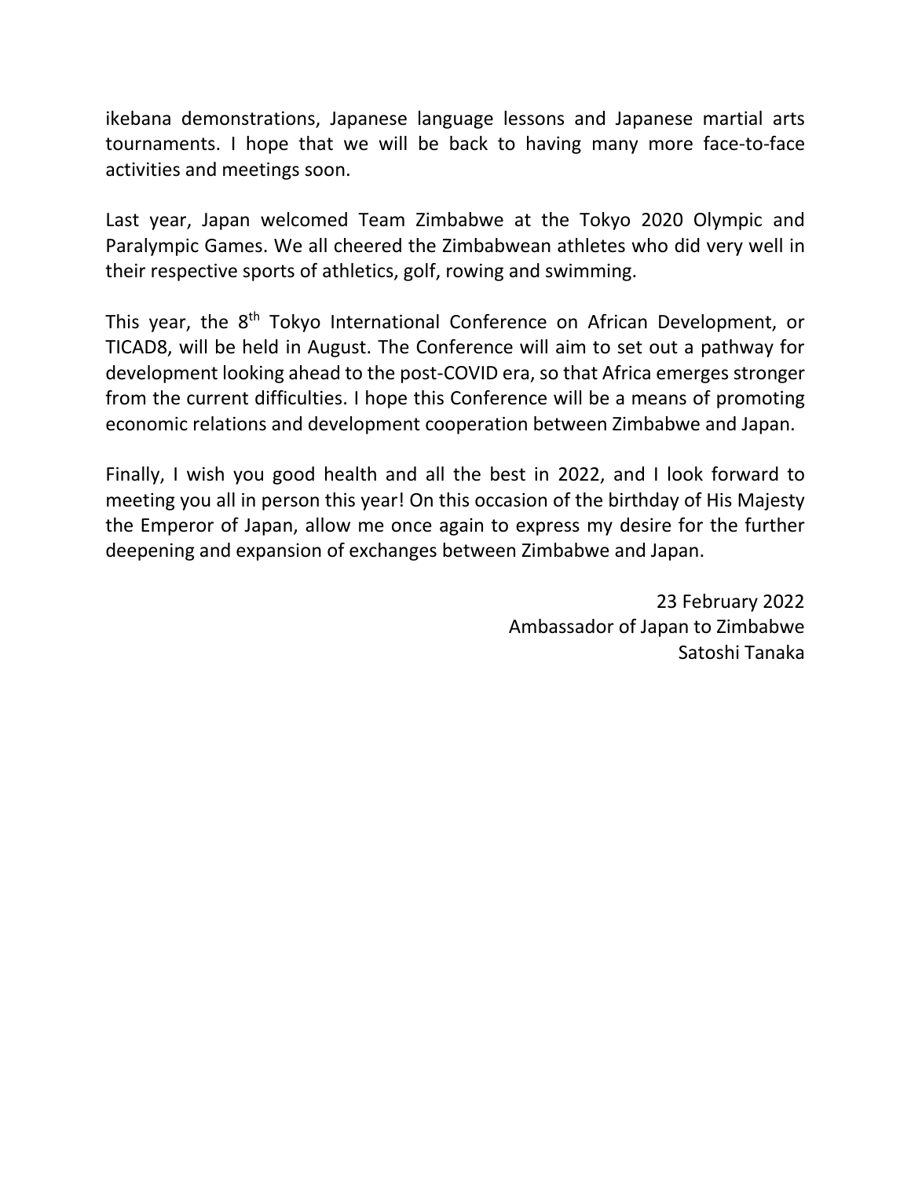ikebana demonstrations, Japanese language lessons and Japanese martial arts tournaments. I hope that we will be back to having many more face-to-face activities and meetings soon.

Last year, Japan welcomed Team Zimbabwe at the Tokyo 2020 Olympic and Paralympic Games. We all cheered the Zimbabwean athletes who did very well in their respective sports of athletics, golf, rowing and swimming.

This year, the 8th Tokyo International Conference on African Development, or TICAD8, will be held in August. The Conference will aim to set out a pathway for development looking ahead to the post-COVID era, so that Africa emerges stronger from the current difficulties. I hope this Conference will be a means of promoting economic relations and development cooperation between Zimbabwe and Japan.

Finally, I wish you good health and all the best in 2022, and I look forward to meeting you all in person this year! On this occasion of the birthday of His Majesty the Emperor of Japan, allow me once again to express my desire for the further deepening and expansion of exchanges between Zimbabwe and Japan.

23 February 2022
Ambassador of Japan to Zimbabwe
Satoshi Tanaka